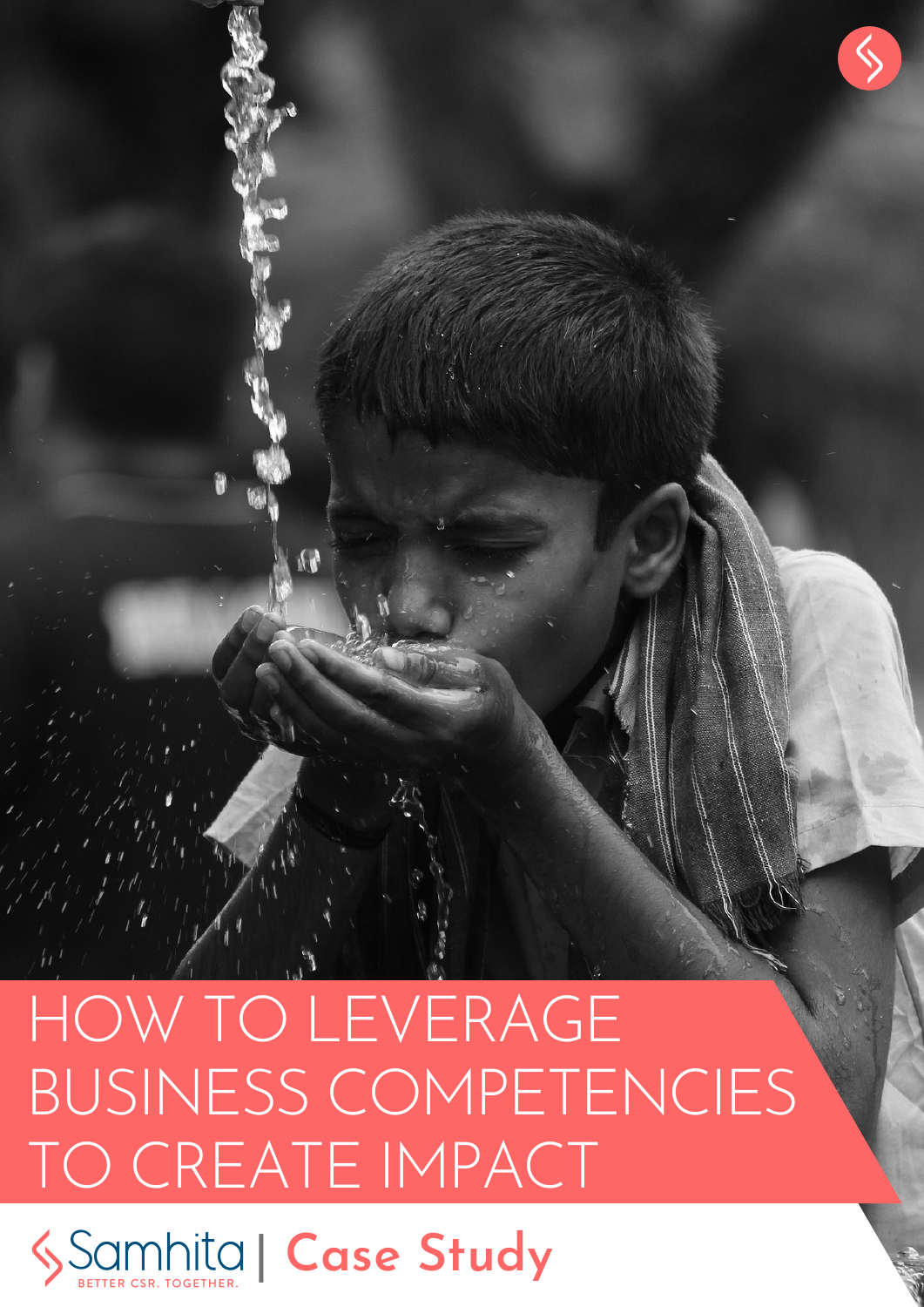# HOW TO LEVERAGE BUSINESS COMPETENCIES TO CREATE IMPACT

Samhita | **Case Study**

BETTER CSR. TOGETHER.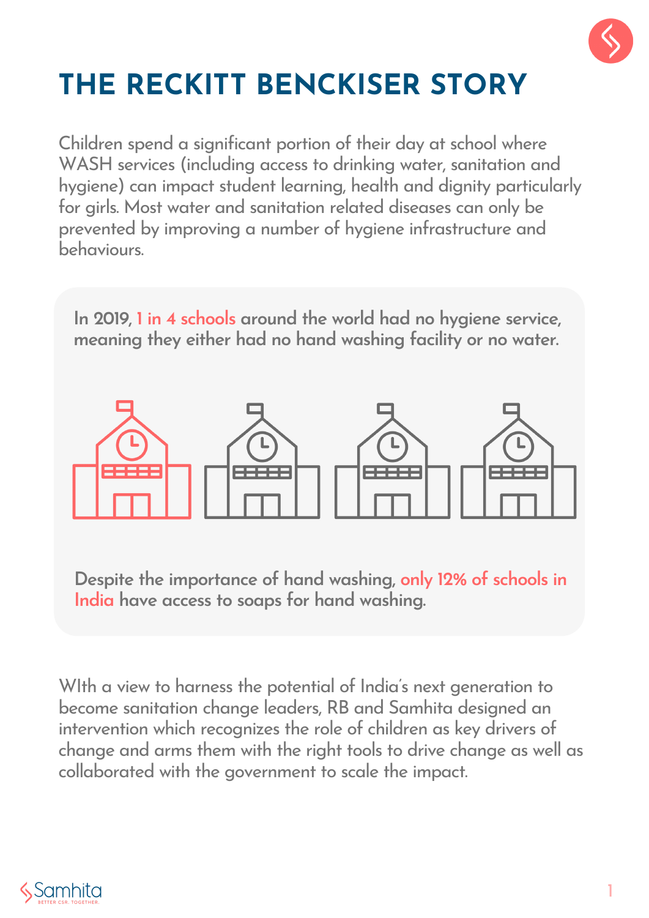# THE RECKITT BENCKISER STORY

Children spend a significant portion of their day at school where WASH services (including access to drinking water, sanitation and hygiene) can impact student learning, health and dignity particularly for girls. Most water and sanitation related diseases can only be prevented by improving a number of hygiene infrastructure and behaviours.

**In 2019, 1 in 4 schools around the world had no hygiene service, meaning they either had no hand washing facility or no water.**

**Despite the importance of hand washing, only 12% of schools in India have access to soaps for hand washing.**

WIth a view to harness the potential of India's next generation to become sanitation change leaders, RB and Samhita designed an intervention which recognizes the role of children as key drivers of change and arms them with the right tools to drive change as well as collaborated with the government to scale the impact.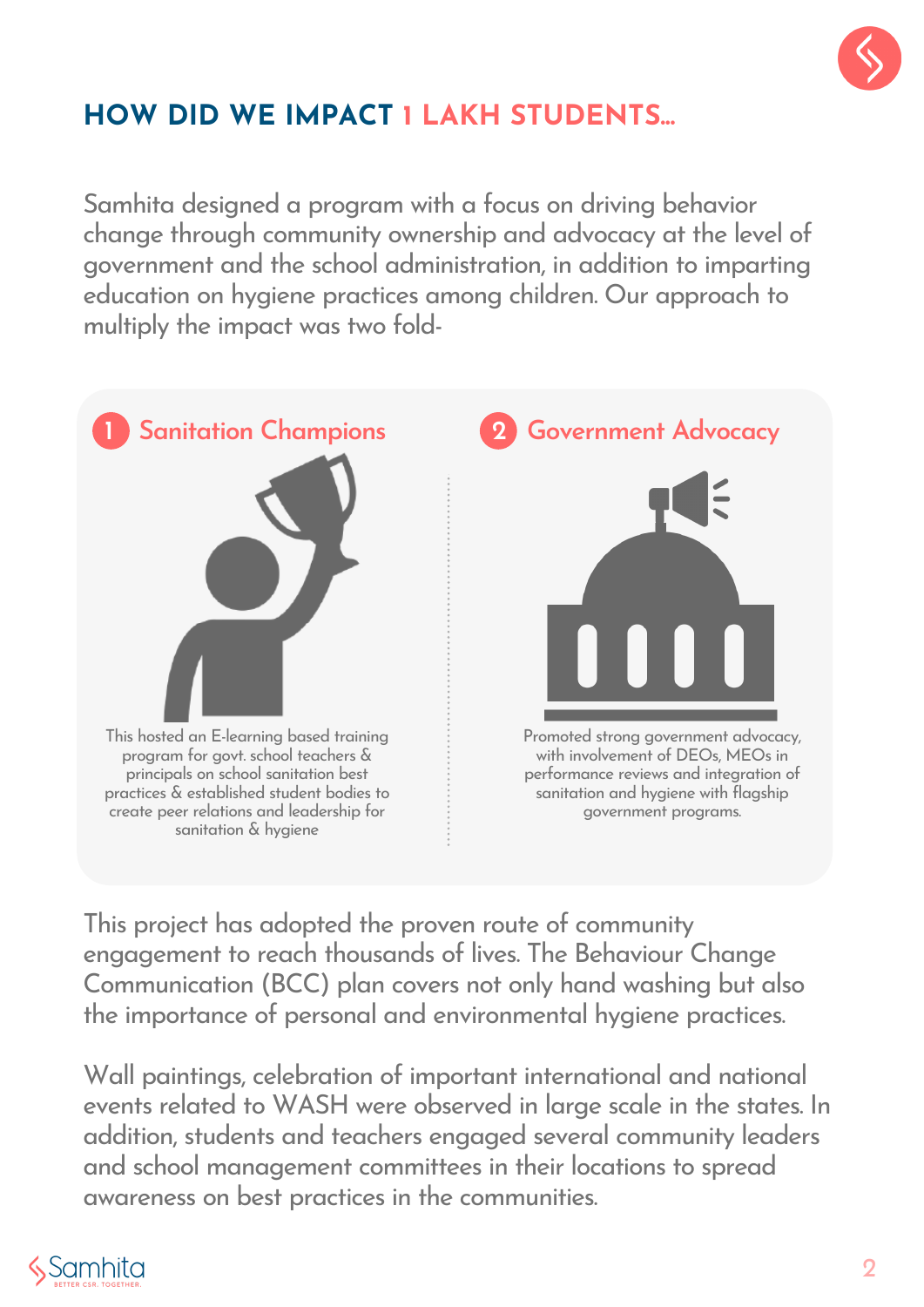## HOW DID WE IMPACT 1 LAKH STUDENTS...

Samhita designed a program with a focus on driving behavior change through community ownership and advocacy at the level of government and the school administration, in addition to imparting education on hygiene practices among children. Our approach to multiply the impact was two fold-

### 1 Sanitation Champions

This hosted an E-learning based training program for govt. school teachers & principals on school sanitation best practices & established student bodies to create peer relations and leadership for sanitation & hygiene

### 2 Government Advocacy

Promoted strong government advocacy, with involvement of DEOs, MEOs in performance reviews and integration of sanitation and hygiene with flagship government programs.

This project has adopted the proven route of community engagement to reach thousands of lives. The Behaviour Change Communication (BCC) plan covers not only hand washing but also the importance of personal and environmental hygiene practices.

Wall paintings, celebration of important international and national events related to WASH were observed in large scale in the states. In addition, students and teachers engaged several community leaders and school management committees in their locations to spread awareness on best practices in the communities.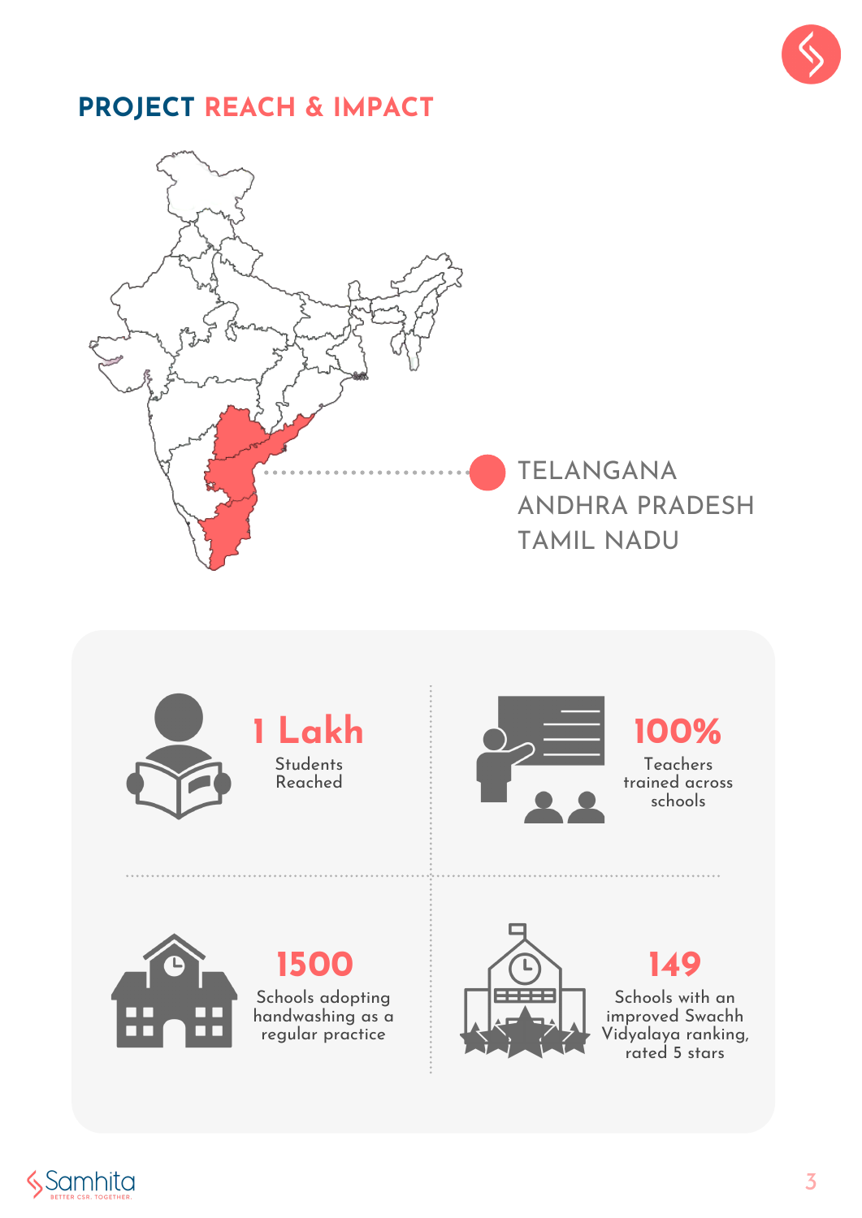## PROJECT REACH & IMPACT

TELANGANA
ANDHRA PRADESH
TAMIL NADU

**1 Lakh**
Students Reached

**100%**
Teachers trained across schools

**1500**
Schools adopting handwashing as a regular practice

**149**
Schools with an improved Swachh Vidyalaya ranking, rated 5 stars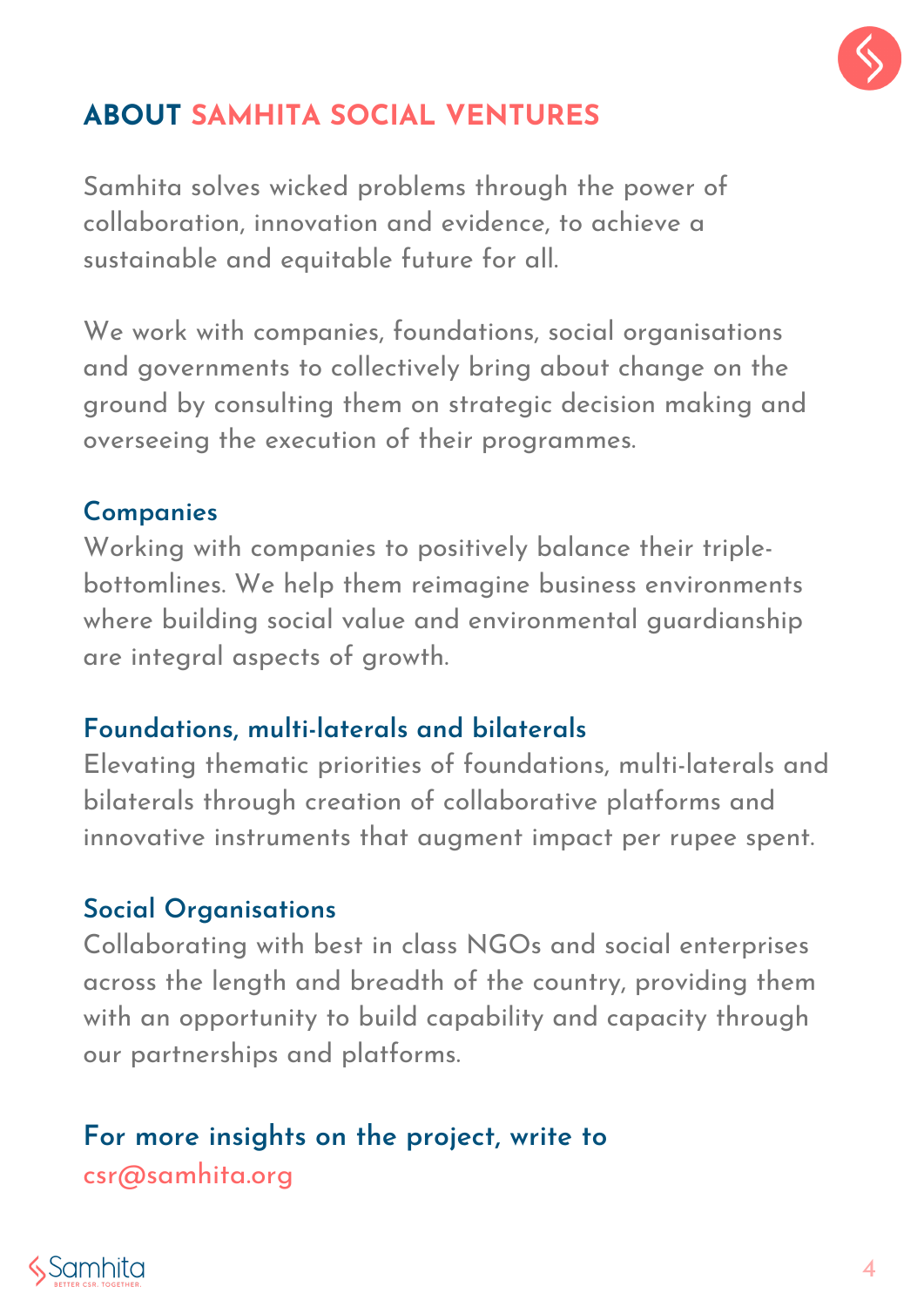## ABOUT SAMHITA SOCIAL VENTURES

Samhita solves wicked problems through the power of collaboration, innovation and evidence, to achieve a sustainable and equitable future for all.

We work with companies, foundations, social organisations and governments to collectively bring about change on the ground by consulting them on strategic decision making and overseeing the execution of their programmes.

### Companies

Working with companies to positively balance their triple-bottomlines. We help them reimagine business environments where building social value and environmental guardianship are integral aspects of growth.

### Foundations, multi-laterals and bilaterals

Elevating thematic priorities of foundations, multi-laterals and bilaterals through creation of collaborative platforms and innovative instruments that augment impact per rupee spent.

### Social Organisations

Collaborating with best in class NGOs and social enterprises across the length and breadth of the country, providing them with an opportunity to build capability and capacity through our partnerships and platforms.

**For more insights on the project, write to**
csr@samhita.org